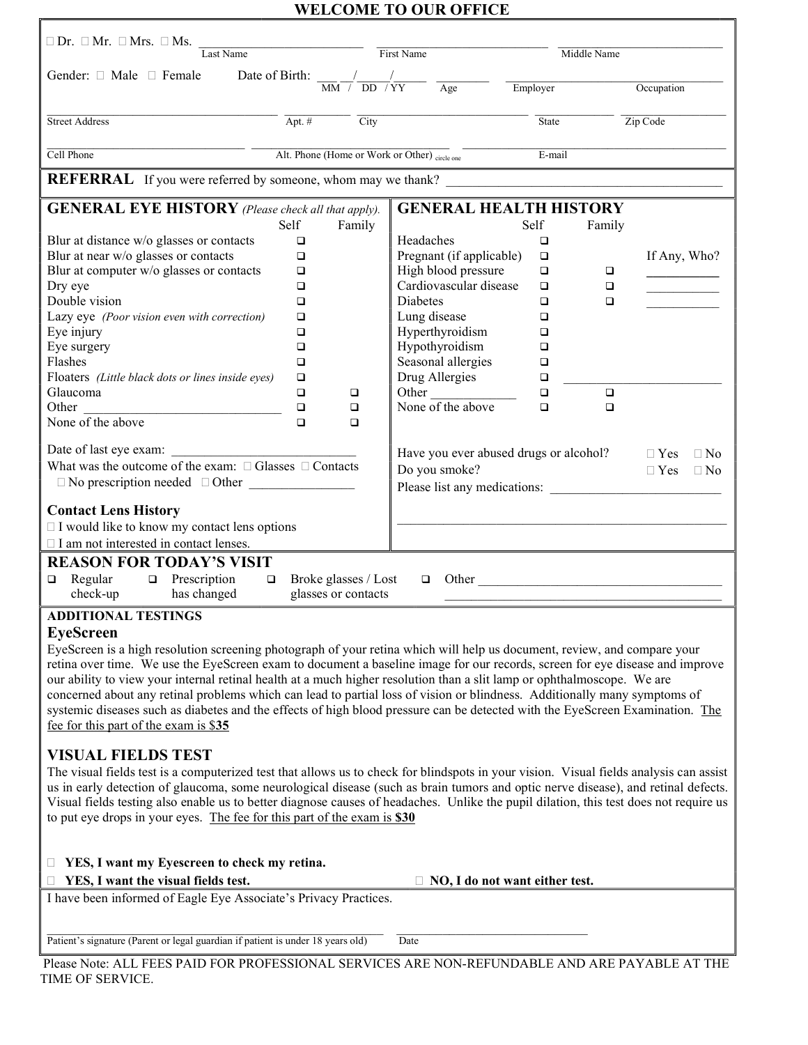# WELCOME TO OUR OFFICE

☐ Dr. ☐ Mr. ☐ Mrs. ☐ Ms. ______________________ Last Name ______________________ First Name ______________________ Middle Name

Gender: ☐ Male ☐ Female Date of Birth: ___/___/___ MM / DD / YY ________ Age ______________ Employer ______________ Occupation

______________________ Street Address ________ Apt. # ______________ City ________ State ________ Zip Code

______________________ Cell Phone ______________________ Alt. Phone (Home or Work or Other) circle one ______________________ E-mail

**REFERRAL** If you were referred by someone, whom may we thank? ______________________

## GENERAL EYE HISTORY *(Please check all that apply).*

| | Self | Family |
|---|---|---|
| Blur at distance w/o glasses or contacts | ☐ | |
| Blur at near w/o glasses or contacts | ☐ | |
| Blur at computer w/o glasses or contacts | ☐ | |
| Dry eye | ☐ | |
| Double vision | ☐ | |
| Lazy eye *(Poor vision even with correction)* | ☐ | |
| Eye injury | ☐ | |
| Eye surgery | ☐ | |
| Flashes | ☐ | |
| Floaters *(Little black dots or lines inside eyes)* | ☐ | |
| Glaucoma | ☐ | ☐ |
| Other ______________________ | ☐ | ☐ |
| None of the above | ☐ | ☐ |

Date of last eye exam: ______________________

What was the outcome of the exam: ☐ Glasses ☐ Contacts ☐ No prescription needed ☐ Other ______________

### Contact Lens History

☐ I would like to know my contact lens options

☐ I am not interested in contact lenses.

## GENERAL HEALTH HISTORY

| | Self | Family | If Any, Who? |
|---|---|---|---|
| Headaches | ☐ | | |
| Pregnant (if applicable) | ☐ | | |
| High blood pressure | ☐ | ☐ | ________ |
| Cardiovascular disease | ☐ | ☐ | ________ |
| Diabetes | ☐ | ☐ | ________ |
| Lung disease | ☐ | | |
| Hyperthyroidism | ☐ | | |
| Hypothyroidism | ☐ | | |
| Seasonal allergies | ☐ | | |
| Drug Allergies | ☐ | ______________ | |
| Other ____________ | ☐ | ☐ | |
| None of the above | ☐ | ☐ | |

Have you ever abused drugs or alcohol? ☐ Yes ☐ No

Do you smoke? ☐ Yes ☐ No

Please list any medications: ______________________

______________________________________________

## REASON FOR TODAY'S VISIT

☐ Regular check-up ☐ Prescription has changed ☐ Broke glasses / Lost glasses or contacts ☐ Other ______________________

## ADDITIONAL TESTINGS

### EyeScreen

EyeScreen is a high resolution screening photograph of your retina which will help us document, review, and compare your retina over time. We use the EyeScreen exam to document a baseline image for our records, screen for eye disease and improve our ability to view your internal retinal health at a much higher resolution than a slit lamp or ophthalmoscope. We are concerned about any retinal problems which can lead to partial loss of vision or blindness. Additionally many symptoms of systemic diseases such as diabetes and the effects of high blood pressure can be detected with the EyeScreen Examination. The fee for this part of the exam is $**35**

### VISUAL FIELDS TEST

The visual fields test is a computerized test that allows us to check for blindspots in your vision. Visual fields analysis can assist us in early detection of glaucoma, some neurological disease (such as brain tumors and optic nerve disease), and retinal defects. Visual fields testing also enable us to better diagnose causes of headaches. Unlike the pupil dilation, this test does not require us to put eye drops in your eyes. The fee for this part of the exam is **$30**

☐ **YES, I want my Eyescreen to check my retina.**

☐ **YES, I want the visual fields test.** ☐ **NO, I do not want either test.**

I have been informed of Eagle Eye Associate's Privacy Practices.

______________________ Patient's signature (Parent or legal guardian if patient is under 18 years old) ______________ Date

Please Note: ALL FEES PAID FOR PROFESSIONAL SERVICES ARE NON-REFUNDABLE AND ARE PAYABLE AT THE TIME OF SERVICE.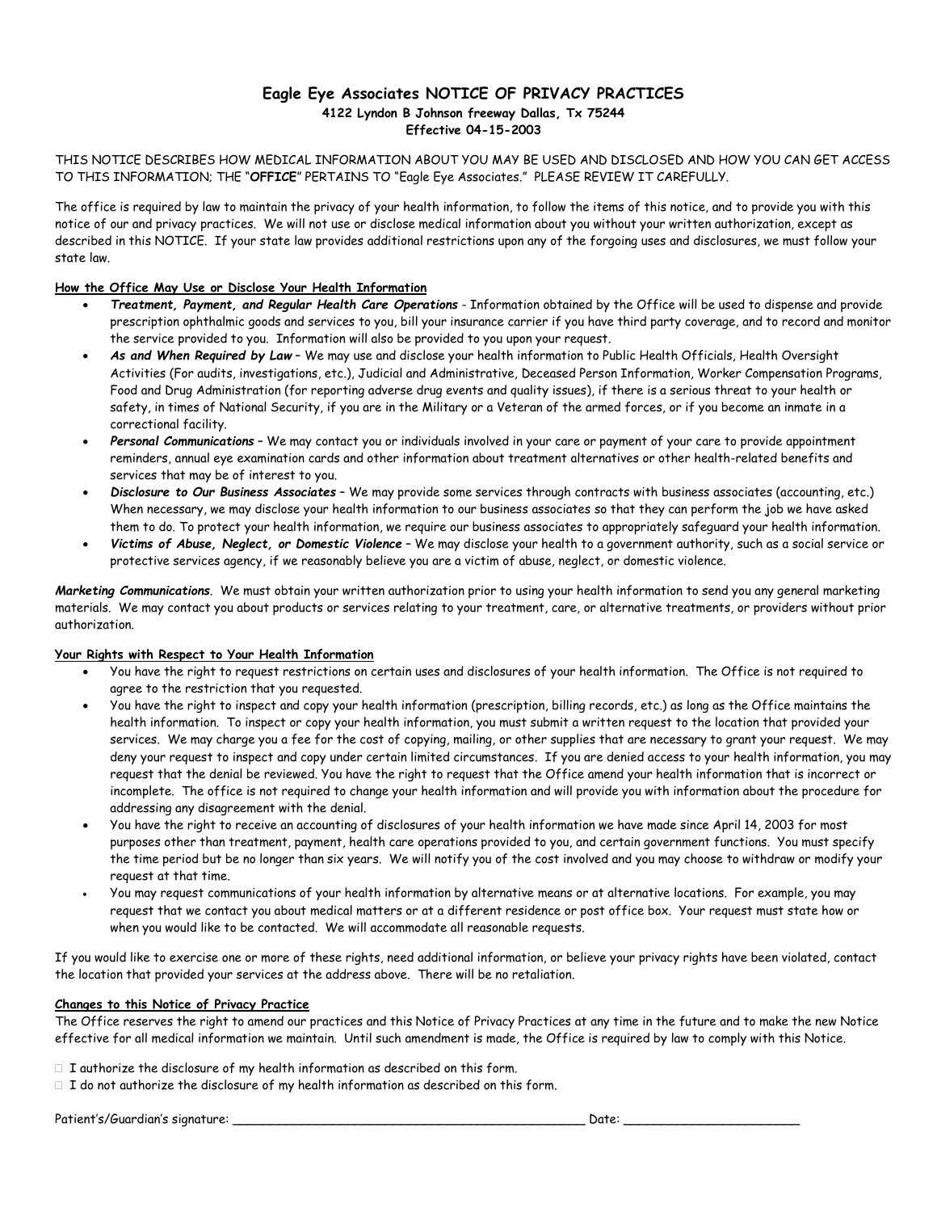# Eagle Eye Associates NOTICE OF PRIVACY PRACTICES

**4122 Lyndon B Johnson freeway Dallas, Tx 75244**

**Effective 04-15-2003**

THIS NOTICE DESCRIBES HOW MEDICAL INFORMATION ABOUT YOU MAY BE USED AND DISCLOSED AND HOW YOU CAN GET ACCESS TO THIS INFORMATION; THE "**OFFICE**" PERTAINS TO "Eagle Eye Associates." PLEASE REVIEW IT CAREFULLY.

The office is required by law to maintain the privacy of your health information, to follow the items of this notice, and to provide you with this notice of our and privacy practices. We will not use or disclose medical information about you without your written authorization, except as described in this NOTICE. If your state law provides additional restrictions upon any of the forgoing uses and disclosures, we must follow your state law.

**<u>How the Office May Use or Disclose Your Health Information</u>**

- ***Treatment, Payment, and Regular Health Care Operations*** - Information obtained by the Office will be used to dispense and provide prescription ophthalmic goods and services to you, bill your insurance carrier if you have third party coverage, and to record and monitor the service provided to you. Information will also be provided to you upon your request.
- ***As and When Required by Law*** – We may use and disclose your health information to Public Health Officials, Health Oversight Activities (For audits, investigations, etc.), Judicial and Administrative, Deceased Person Information, Worker Compensation Programs, Food and Drug Administration (for reporting adverse drug events and quality issues), if there is a serious threat to your health or safety, in times of National Security, if you are in the Military or a Veteran of the armed forces, or if you become an inmate in a correctional facility.
- ***Personal Communications*** – We may contact you or individuals involved in your care or payment of your care to provide appointment reminders, annual eye examination cards and other information about treatment alternatives or other health-related benefits and services that may be of interest to you.
- ***Disclosure to Our Business Associates*** – We may provide some services through contracts with business associates (accounting, etc.) When necessary, we may disclose your health information to our business associates so that they can perform the job we have asked them to do. To protect your health information, we require our business associates to appropriately safeguard your health information.
- ***Victims of Abuse, Neglect, or Domestic Violence*** – We may disclose your health to a government authority, such as a social service or protective services agency, if we reasonably believe you are a victim of abuse, neglect, or domestic violence.

***Marketing Communications***. We must obtain your written authorization prior to using your health information to send you any general marketing materials. We may contact you about products or services relating to your treatment, care, or alternative treatments, or providers without prior authorization.

**<u>Your Rights with Respect to Your Health Information</u>**

- You have the right to request restrictions on certain uses and disclosures of your health information. The Office is not required to agree to the restriction that you requested.
- You have the right to inspect and copy your health information (prescription, billing records, etc.) as long as the Office maintains the health information. To inspect or copy your health information, you must submit a written request to the location that provided your services. We may charge you a fee for the cost of copying, mailing, or other supplies that are necessary to grant your request. We may deny your request to inspect and copy under certain limited circumstances. If you are denied access to your health information, you may request that the denial be reviewed. You have the right to request that the Office amend your health information that is incorrect or incomplete. The office is not required to change your health information and will provide you with information about the procedure for addressing any disagreement with the denial.
- You have the right to receive an accounting of disclosures of your health information we have made since April 14, 2003 for most purposes other than treatment, payment, health care operations provided to you, and certain government functions. You must specify the time period but be no longer than six years. We will notify you of the cost involved and you may choose to withdraw or modify your request at that time.
- You may request communications of your health information by alternative means or at alternative locations. For example, you may request that we contact you about medical matters or at a different residence or post office box. Your request must state how or when you would like to be contacted. We will accommodate all reasonable requests.

If you would like to exercise one or more of these rights, need additional information, or believe your privacy rights have been violated, contact the location that provided your services at the address above. There will be no retaliation.

**<u>Changes to this Notice of Privacy Practice</u>**

The Office reserves the right to amend our practices and this Notice of Privacy Practices at any time in the future and to make the new Notice effective for all medical information we maintain. Until such amendment is made, the Office is required by law to comply with this Notice.

☐ I authorize the disclosure of my health information as described on this form.

☐ I do not authorize the disclosure of my health information as described on this form.

Patient's/Guardian's signature: ______________________________ Date: ____________________